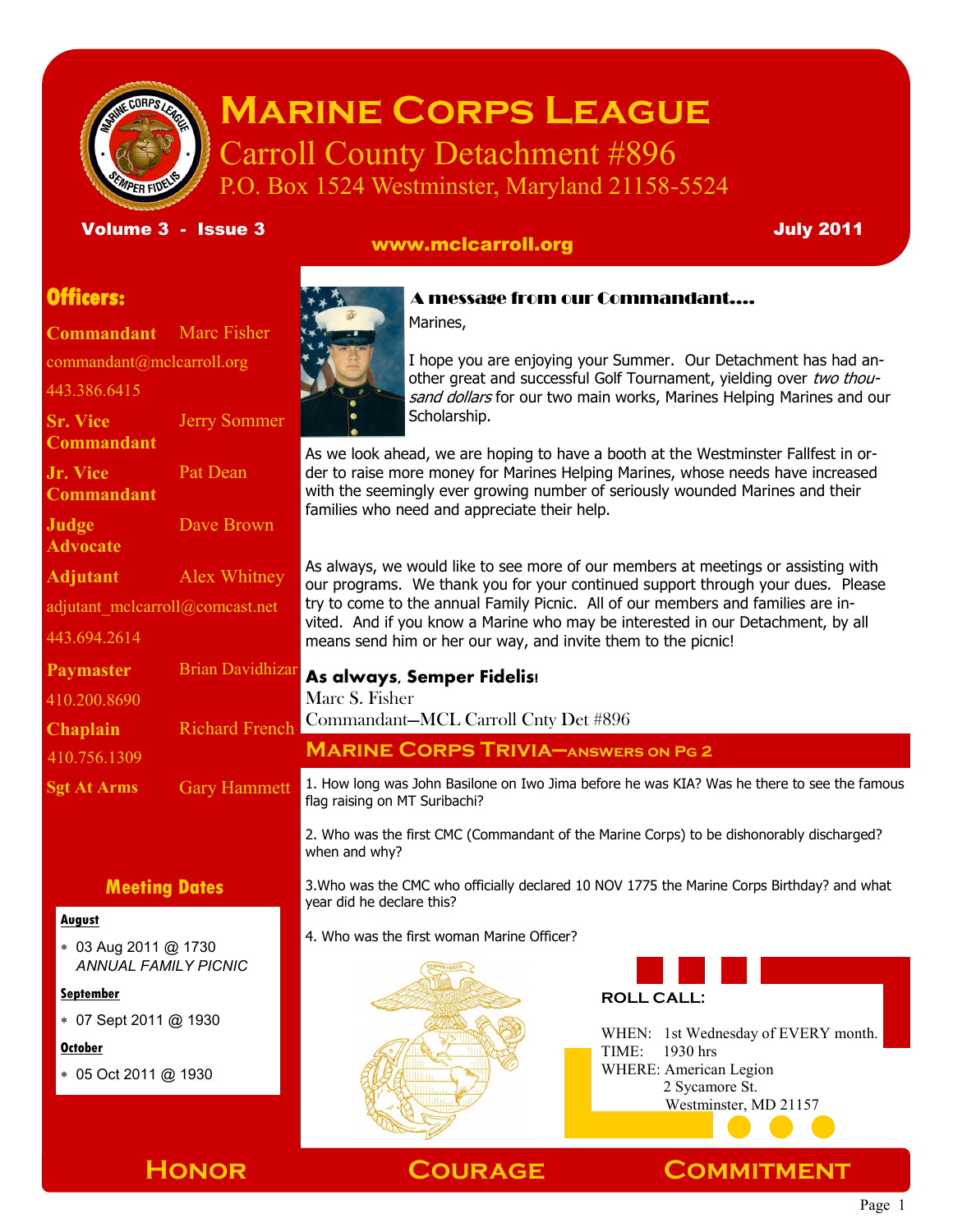# Marine Corps League

## Carroll County Detachment #896

P.O. Box 1524 Westminster, Maryland 21158-5524

**Volume 3 - Issue 3** **July 2011**

**www.mclcarroll.org**

## Officers:

**Commandant** Marc Fisher
commandant@mclcarroll.org
443.386.6415

**Sr. Vice Commandant** Jerry Sommer

**Jr. Vice Commandant** Pat Dean

**Judge Advocate** Dave Brown

**Adjutant** Alex Whitney
adjutant_mclcarroll@comcast.net
443.694.2614

**Paymaster** Brian Davidhizar
410.200.8690

**Chaplain** Richard French
410.756.1309

**Sgt At Arms** Gary Hammett

## Meeting Dates

**August**

- 03 Aug 2011 @ 1730
  *ANNUAL FAMILY PICNIC*

**September**

- 07 Sept 2011 @ 1930

**October**

- 05 Oct 2011 @ 1930

## A message from our Commandant....

Marines,

I hope you are enjoying your Summer. Our Detachment has had another great and successful Golf Tournament, yielding over *two thousand dollars* for our two main works, Marines Helping Marines and our Scholarship.

As we look ahead, we are hoping to have a booth at the Westminster Fallfest in order to raise more money for Marines Helping Marines, whose needs have increased with the seemingly ever growing number of seriously wounded Marines and their families who need and appreciate their help.

As always, we would like to see more of our members at meetings or assisting with our programs. We thank you for your continued support through your dues. Please try to come to the annual Family Picnic. All of our members and families are invited. And if you know a Marine who may be interested in our Detachment, by all means send him or her our way, and invite them to the picnic!

**As always, Semper Fidelis!**

Marc S. Fisher
Commandant—MCL Carroll Cnty Det #896

## Marine Corps Trivia—answers on Pg 2

1. How long was John Basilone on Iwo Jima before he was KIA? Was he there to see the famous flag raising on MT Suribachi?

2. Who was the first CMC (Commandant of the Marine Corps) to be dishonorably discharged? when and why?

3. Who was the CMC who officially declared 10 NOV 1775 the Marine Corps Birthday? and what year did he declare this?

4. Who was the first woman Marine Officer?

## ROLL CALL:

WHEN: 1st Wednesday of EVERY month.
TIME: 1930 hrs
WHERE: American Legion
2 Sycamore St.
Westminster, MD 21157

**Honor** **Courage** **Commitment**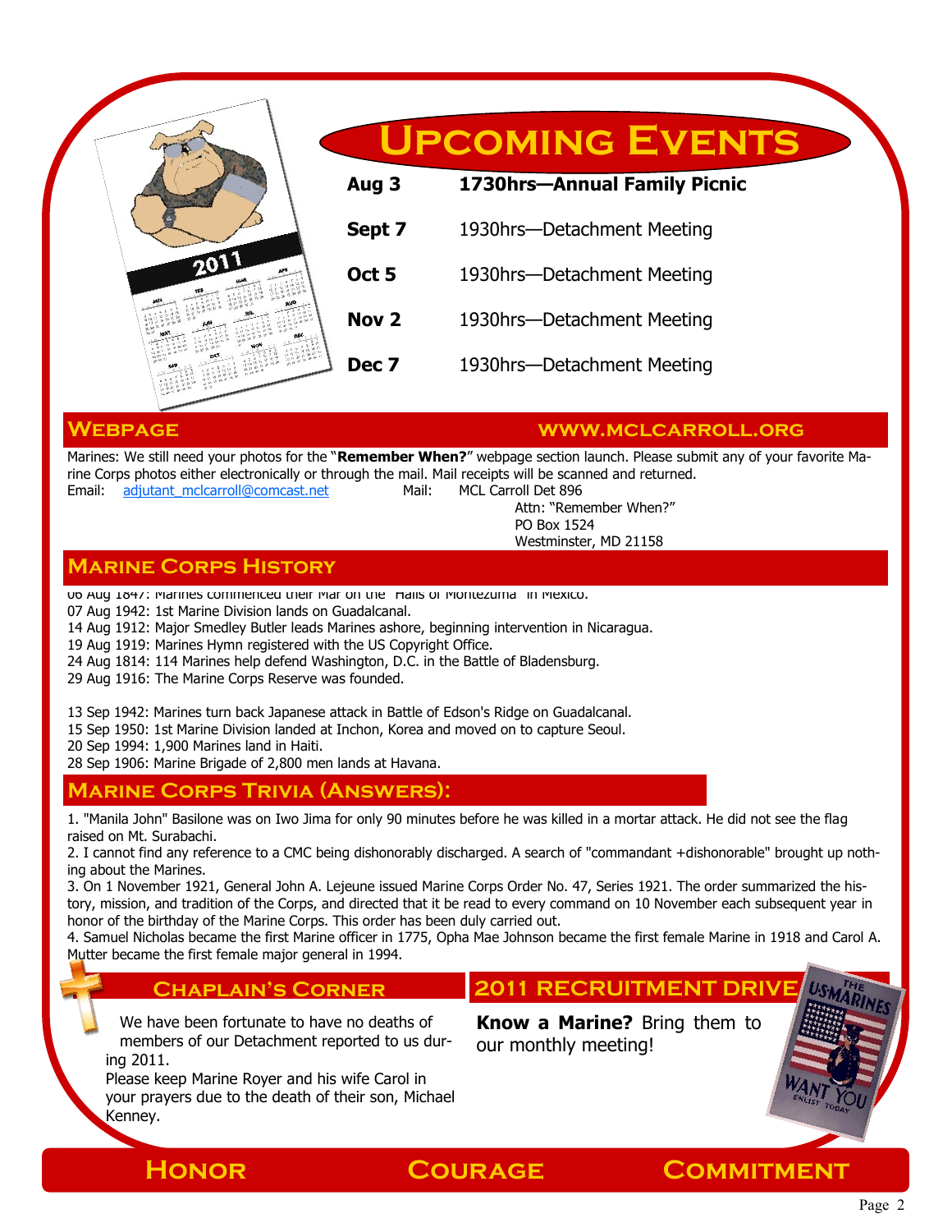## Upcoming Events

| | |
|---|---|
| **Aug 3** | **1730hrs—Annual Family Picnic** |
| **Sept 7** | 1930hrs—Detachment Meeting |
| **Oct 5** | 1930hrs—Detachment Meeting |
| **Nov 2** | 1930hrs—Detachment Meeting |
| **Dec 7** | 1930hrs—Detachment Meeting |

## Webpage — www.mclcarroll.org

Marines: We still need your photos for the "**Remember When?**" webpage section launch. Please submit any of your favorite Marine Corps photos either electronically or through the mail. Mail receipts will be scanned and returned.

Email: adjutant_mclcarroll@comcast.net

Mail: MCL Carroll Det 896
Attn: "Remember When?"
PO Box 1524
Westminster, MD 21158

## Marine Corps History

06 Aug 1847: Marines commenced their Mar on the "Halls of Montezuma" in Mexico.
07 Aug 1942: 1st Marine Division lands on Guadalcanal.
14 Aug 1912: Major Smedley Butler leads Marines ashore, beginning intervention in Nicaragua.
19 Aug 1919: Marines Hymn registered with the US Copyright Office.
24 Aug 1814: 114 Marines help defend Washington, D.C. in the Battle of Bladensburg.
29 Aug 1916: The Marine Corps Reserve was founded.

13 Sep 1942: Marines turn back Japanese attack in Battle of Edson's Ridge on Guadalcanal.
15 Sep 1950: 1st Marine Division landed at Inchon, Korea and moved on to capture Seoul.
20 Sep 1994: 1,900 Marines land in Haiti.
28 Sep 1906: Marine Brigade of 2,800 men lands at Havana.

## Marine Corps Trivia (Answers):

1. "Manila John" Basilone was on Iwo Jima for only 90 minutes before he was killed in a mortar attack. He did not see the flag raised on Mt. Surabachi.
2. I cannot find any reference to a CMC being dishonorably discharged. A search of "commandant +dishonorable" brought up nothing about the Marines.
3. On 1 November 1921, General John A. Lejeune issued Marine Corps Order No. 47, Series 1921. The order summarized the history, mission, and tradition of the Corps, and directed that it be read to every command on 10 November each subsequent year in honor of the birthday of the Marine Corps. This order has been duly carried out.
4. Samuel Nicholas became the first Marine officer in 1775, Opha Mae Johnson became the first female Marine in 1918 and Carol A. Mutter became the first female major general in 1994.

## Chaplain's Corner

We have been fortunate to have no deaths of members of our Detachment reported to us during 2011.

Please keep Marine Royer and his wife Carol in your prayers due to the death of their son, Michael Kenney.

## 2011 Recruitment Drive

**Know a Marine?** Bring them to our monthly meeting!

**Honor Courage Commitment**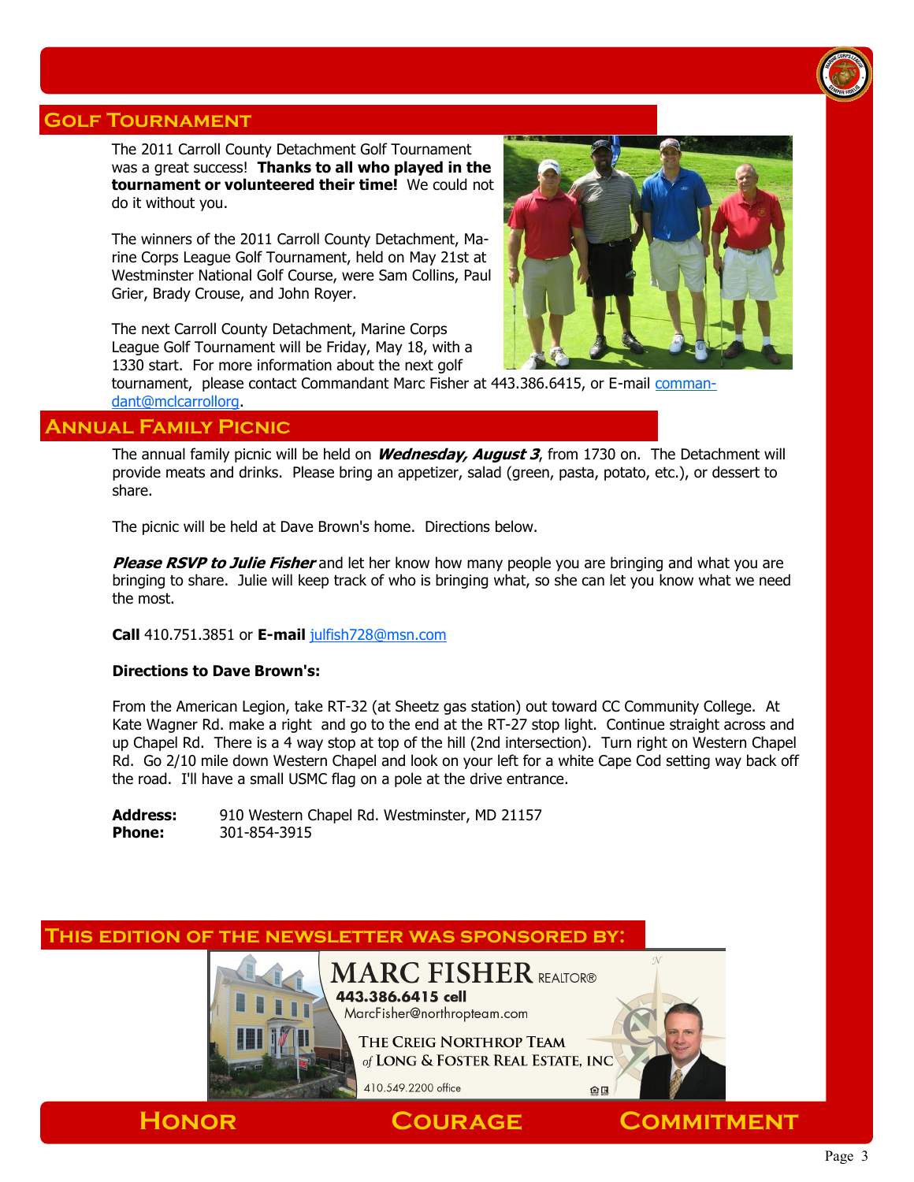## Golf Tournament

The 2011 Carroll County Detachment Golf Tournament was a great success! **Thanks to all who played in the tournament or volunteered their time!** We could not do it without you.

The winners of the 2011 Carroll County Detachment, Marine Corps League Golf Tournament, held on May 21st at Westminster National Golf Course, were Sam Collins, Paul Grier, Brady Crouse, and John Royer.

The next Carroll County Detachment, Marine Corps League Golf Tournament will be Friday, May 18, with a 1330 start. For more information about the next golf tournament, please contact Commandant Marc Fisher at 443.386.6415, or E-mail commandant@mclcarrollorg.

## Annual Family Picnic

The annual family picnic will be held on ***Wednesday, August 3***, from 1730 on. The Detachment will provide meats and drinks. Please bring an appetizer, salad (green, pasta, potato, etc.), or dessert to share.

The picnic will be held at Dave Brown's home. Directions below.

***Please RSVP to Julie Fisher*** and let her know how many people you are bringing and what you are bringing to share. Julie will keep track of who is bringing what, so she can let you know what we need the most.

**Call** 410.751.3851 or **E-mail** julfish728@msn.com

**Directions to Dave Brown's:**

From the American Legion, take RT-32 (at Sheetz gas station) out toward CC Community College. At Kate Wagner Rd. make a right and go to the end at the RT-27 stop light. Continue straight across and up Chapel Rd. There is a 4 way stop at top of the hill (2nd intersection). Turn right on Western Chapel Rd. Go 2/10 mile down Western Chapel and look on your left for a white Cape Cod setting way back off the road. I'll have a small USMC flag on a pole at the drive entrance.

**Address:** 910 Western Chapel Rd. Westminster, MD 21157
**Phone:** 301-854-3915

## This edition of the newsletter was sponsored by:

MARC FISHER REALTOR®
443.386.6415 cell
MarcFisher@northropteam.com
THE CREIG NORTHROP TEAM *of* LONG & FOSTER REAL ESTATE, INC
410.549.2200 office

**Honor** **Courage** **Commitment**